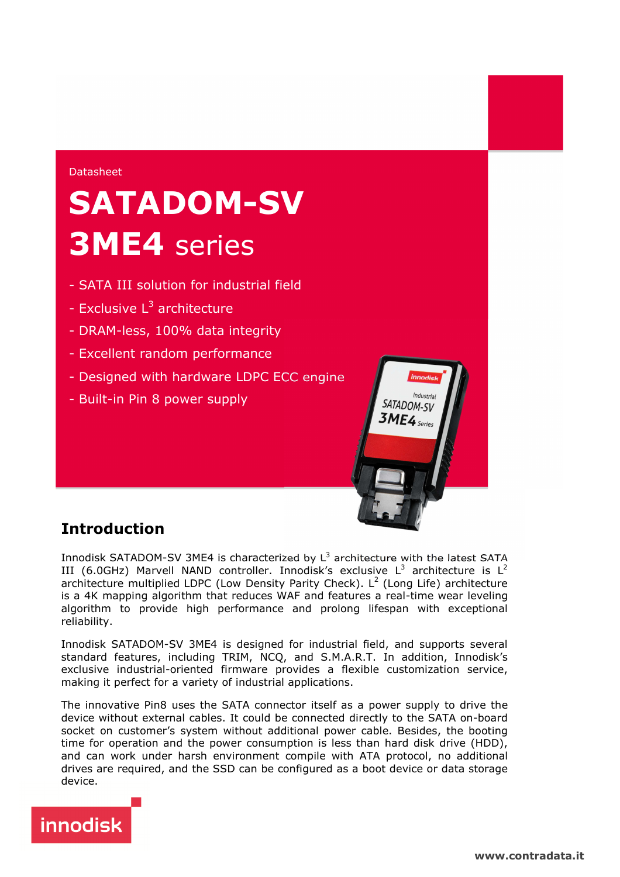Datasheet

# SATADOM-SV 3ME4 series

- SATA III solution for industrial field
- Exclusive $L^3$ architecture
- DRAM-less, 100% data integrity
- Excellent random performance
- Designed with hardware LDPC ECC engine
- Built-in Pin 8 power supply

## Introduction

Innodisk SATADOM-SV 3ME4 is characterized by $L^3$ architecture with the latest SATA III (6.0GHz) Marvell NAND controller. Innodisk's exclusive $L^3$ architecture is $L^2$ architecture multiplied LDPC (Low Density Parity Check). $L^2$ (Long Life) architecture is a 4K mapping algorithm that reduces WAF and features a real-time wear leveling algorithm to provide high performance and prolong lifespan with exceptional reliability.

Innodisk SATADOM-SV 3ME4 is designed for industrial field, and supports several standard features, including TRIM, NCQ, and S.M.A.R.T. In addition, Innodisk's exclusive industrial-oriented firmware provides a flexible customization service, making it perfect for a variety of industrial applications.

The innovative Pin8 uses the SATA connector itself as a power supply to drive the device without external cables. It could be connected directly to the SATA on-board socket on customer's system without additional power cable. Besides, the booting time for operation and the power consumption is less than hard disk drive (HDD), and can work under harsh environment compile with ATA protocol, no additional drives are required, and the SSD can be configured as a boot device or data storage device.

innodisk

www.contradata.it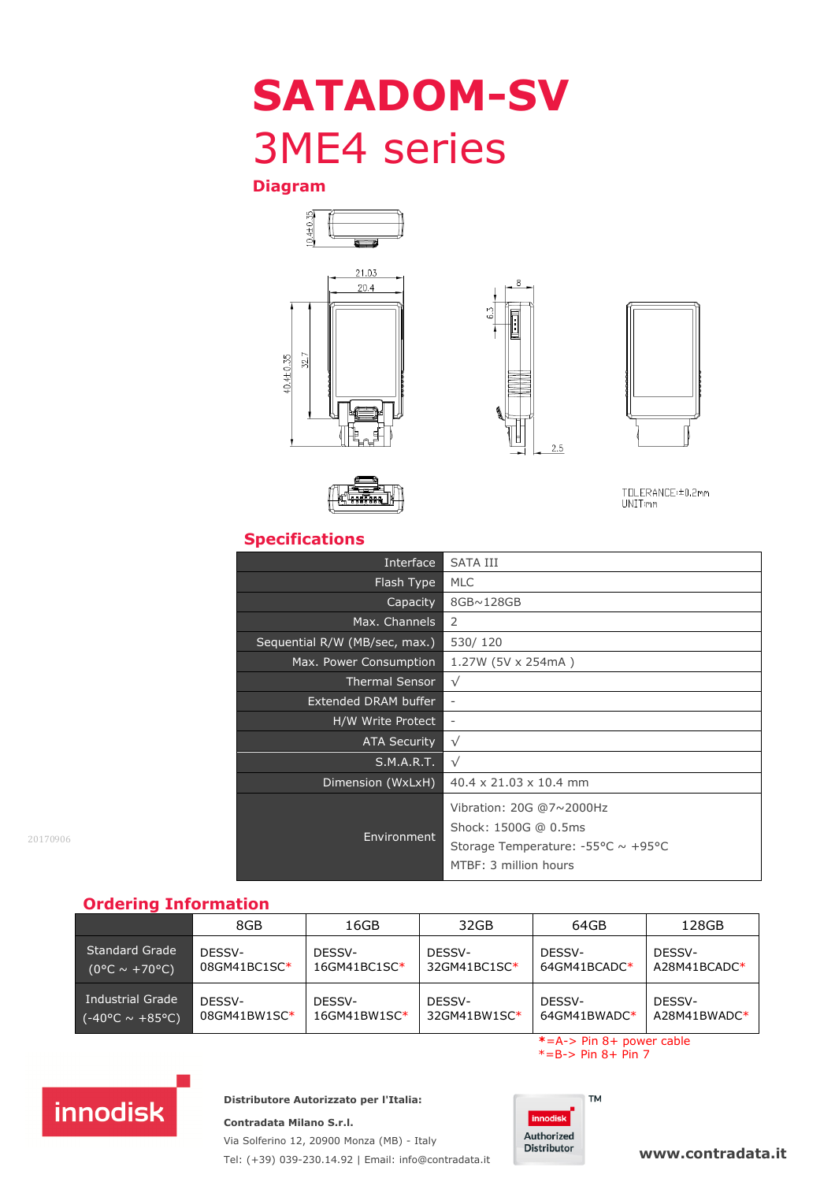# SATADOM-SV

## 3ME4 series

### Diagram

21.03
20.4
10.4±0.35
40.4±0.35
32.7
8
6.3
2.5

TOLERANCE:±0.2mm
UNIT:mm

### Specifications

| | |
|---|---|
| Interface | SATA III |
| Flash Type | MLC |
| Capacity | 8GB~128GB |
| Max. Channels | 2 |
| Sequential R/W (MB/sec, max.) | 530/ 120 |
| Max. Power Consumption | 1.27W (5V x 254mA ) |
| Thermal Sensor | √ |
| Extended DRAM buffer | - |
| H/W Write Protect | - |
| ATA Security | √ |
| S.M.A.R.T. | √ |
| Dimension (WxLxH) | 40.4 x 21.03 x 10.4 mm |
| Environment | Vibration: 20G @7~2000Hz<br>Shock: 1500G @ 0.5ms<br>Storage Temperature: -55°C ~ +95°C<br>MTBF: 3 million hours |

20170906

### Ordering Information

| | 8GB | 16GB | 32GB | 64GB | 128GB |
|---|---|---|---|---|---|
| Standard Grade (0°C ~ +70°C) | DESSV-08GM41BC1SC* | DESSV-16GM41BC1SC* | DESSV-32GM41BC1SC* | DESSV-64GM41BCADC* | DESSV-A28M41BCADC* |
| Industrial Grade (-40°C ~ +85°C) | DESSV-08GM41BW1SC* | DESSV-16GM41BW1SC* | DESSV-32GM41BW1SC* | DESSV-64GM41BWADC* | DESSV-A28M41BWADC* |

*=A-> Pin 8+ power cable
*=B-> Pin 8+ Pin 7

innodisk

**Distributore Autorizzato per l'Italia:**

**Contradata Milano S.r.l.**

Via Solferino 12, 20900 Monza (MB) - Italy

Tel: (+39) 039-230.14.92 | Email: info@contradata.it

innodisk Authorized Distributor ™

**www.contradata.it**